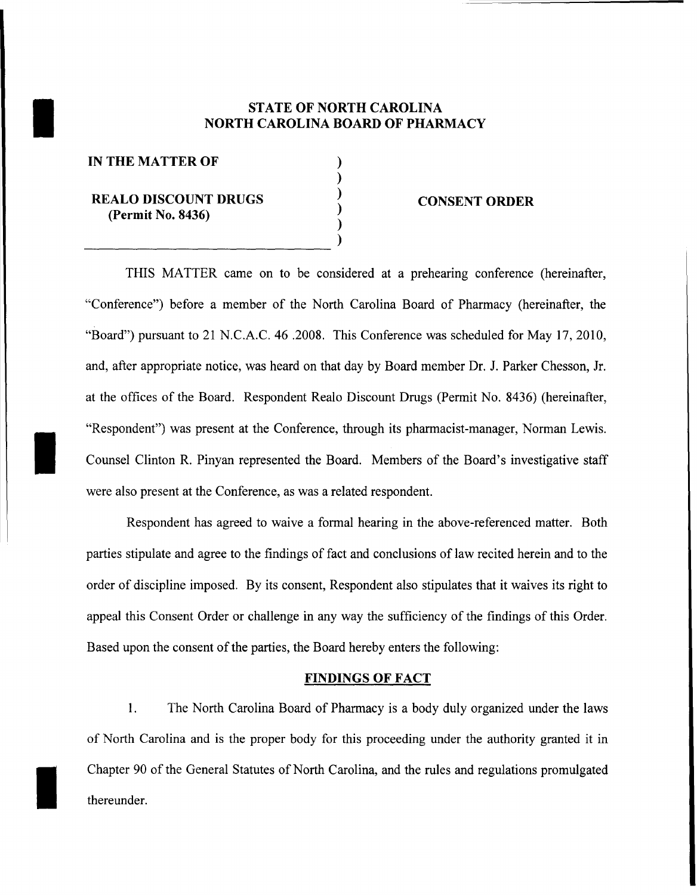**STATE OF NORTH CAROLINA**
**NORTH CAROLINA BOARD OF PHARMACY**

| | |
|---|---|
| **IN THE MATTER OF** | ) |
| | ) |
| **REALO DISCOUNT DRUGS** | ) **CONSENT ORDER** |
| **(Permit No. 8436)** | ) |
| | ) |

THIS MATTER came on to be considered at a prehearing conference (hereinafter, "Conference") before a member of the North Carolina Board of Pharmacy (hereinafter, the "Board") pursuant to 21 N.C.A.C. 46 .2008. This Conference was scheduled for May 17, 2010, and, after appropriate notice, was heard on that day by Board member Dr. J. Parker Chesson, Jr. at the offices of the Board. Respondent Realo Discount Drugs (Permit No. 8436) (hereinafter, "Respondent") was present at the Conference, through its pharmacist-manager, Norman Lewis. Counsel Clinton R. Pinyan represented the Board. Members of the Board's investigative staff were also present at the Conference, as was a related respondent.

Respondent has agreed to waive a formal hearing in the above-referenced matter. Both parties stipulate and agree to the findings of fact and conclusions of law recited herein and to the order of discipline imposed. By its consent, Respondent also stipulates that it waives its right to appeal this Consent Order or challenge in any way the sufficiency of the findings of this Order. Based upon the consent of the parties, the Board hereby enters the following:

**FINDINGS OF FACT**

1. The North Carolina Board of Pharmacy is a body duly organized under the laws of North Carolina and is the proper body for this proceeding under the authority granted it in Chapter 90 of the General Statutes of North Carolina, and the rules and regulations promulgated thereunder.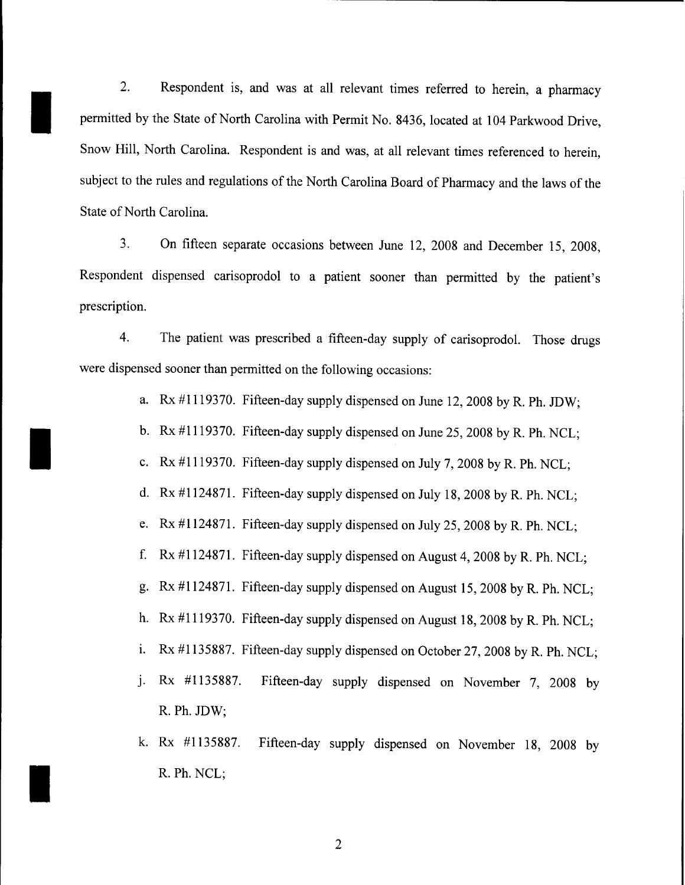2. Respondent is, and was at all relevant times referred to herein, a pharmacy permitted by the State of North Carolina with Permit No. 8436, located at 104 Parkwood Drive, Snow Hill, North Carolina. Respondent is and was, at all relevant times referenced to herein, subject to the rules and regulations of the North Carolina Board of Pharmacy and the laws of the State of North Carolina.

3. On fifteen separate occasions between June 12, 2008 and December 15, 2008, Respondent dispensed carisoprodol to a patient sooner than permitted by the patient's prescription.

4. The patient was prescribed a fifteen-day supply of carisoprodol. Those drugs were dispensed sooner than permitted on the following occasions:

a. Rx #1119370. Fifteen-day supply dispensed on June 12, 2008 by R. Ph. JDW;

b. Rx #1119370. Fifteen-day supply dispensed on June 25, 2008 by R. Ph. NCL;

c. Rx #1119370. Fifteen-day supply dispensed on July 7, 2008 by R. Ph. NCL;

d. Rx #1124871. Fifteen-day supply dispensed on July 18, 2008 by R. Ph. NCL;

e. Rx #1124871. Fifteen-day supply dispensed on July 25, 2008 by R. Ph. NCL;

f. Rx #1124871. Fifteen-day supply dispensed on August 4, 2008 by R. Ph. NCL;

g. Rx #1124871. Fifteen-day supply dispensed on August 15, 2008 by R. Ph. NCL;

h. Rx #1119370. Fifteen-day supply dispensed on August 18, 2008 by R. Ph. NCL;

i. Rx #1135887. Fifteen-day supply dispensed on October 27, 2008 by R. Ph. NCL;

j. Rx #1135887. Fifteen-day supply dispensed on November 7, 2008 by R. Ph. JDW;

k. Rx #1135887. Fifteen-day supply dispensed on November 18, 2008 by R. Ph. NCL;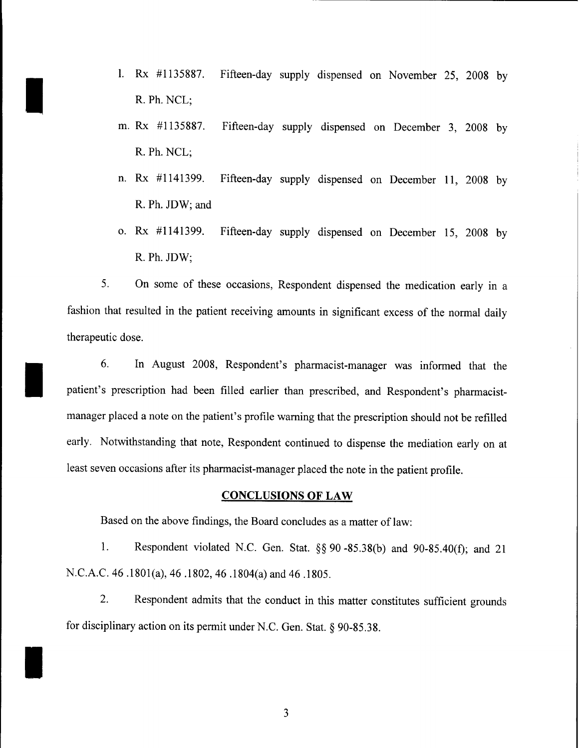l. Rx #1135887. Fifteen-day supply dispensed on November 25, 2008 by R. Ph. NCL;

m. Rx #1135887. Fifteen-day supply dispensed on December 3, 2008 by R. Ph. NCL;

n. Rx #1141399. Fifteen-day supply dispensed on December 11, 2008 by R. Ph. JDW; and

o. Rx #1141399. Fifteen-day supply dispensed on December 15, 2008 by R. Ph. JDW;

5. On some of these occasions, Respondent dispensed the medication early in a fashion that resulted in the patient receiving amounts in significant excess of the normal daily therapeutic dose.

6. In August 2008, Respondent's pharmacist-manager was informed that the patient's prescription had been filled earlier than prescribed, and Respondent's pharmacist-manager placed a note on the patient's profile warning that the prescription should not be refilled early. Notwithstanding that note, Respondent continued to dispense the mediation early on at least seven occasions after its pharmacist-manager placed the note in the patient profile.

## CONCLUSIONS OF LAW

Based on the above findings, the Board concludes as a matter of law:

1. Respondent violated N.C. Gen. Stat. §§ 90 -85.38(b) and 90-85.40(f); and 21 N.C.A.C. 46 .1801(a), 46 .1802, 46 .1804(a) and 46 .1805.

2. Respondent admits that the conduct in this matter constitutes sufficient grounds for disciplinary action on its permit under N.C. Gen. Stat. § 90-85.38.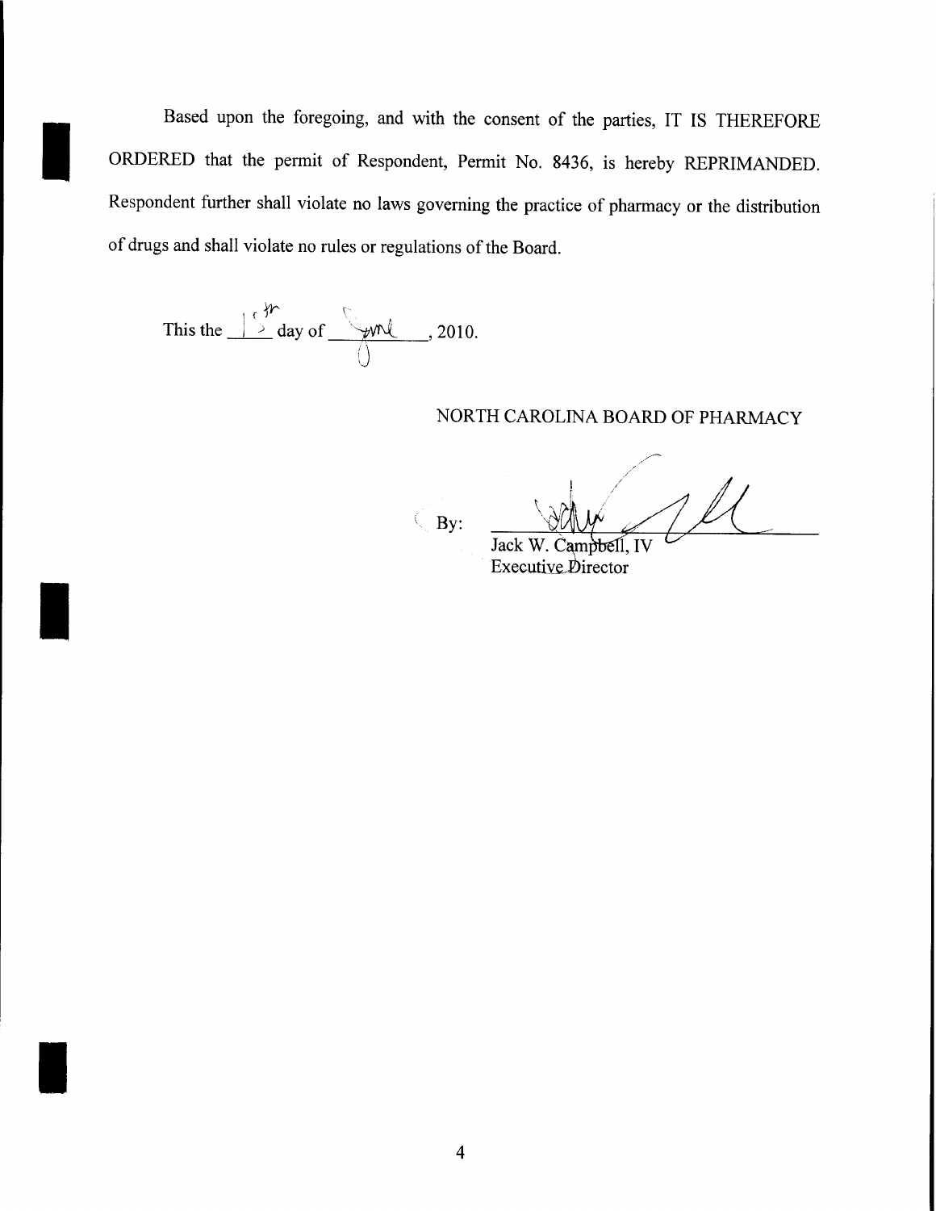Based upon the foregoing, and with the consent of the parties, IT IS THEREFORE ORDERED that the permit of Respondent, Permit No. 8436, is hereby REPRIMANDED. Respondent further shall violate no laws governing the practice of pharmacy or the distribution of drugs and shall violate no rules or regulations of the Board.

This the 15th day of June, 2010.

NORTH CAROLINA BOARD OF PHARMACY

By: ______________________
Jack W. Campbell, IV
Executive Director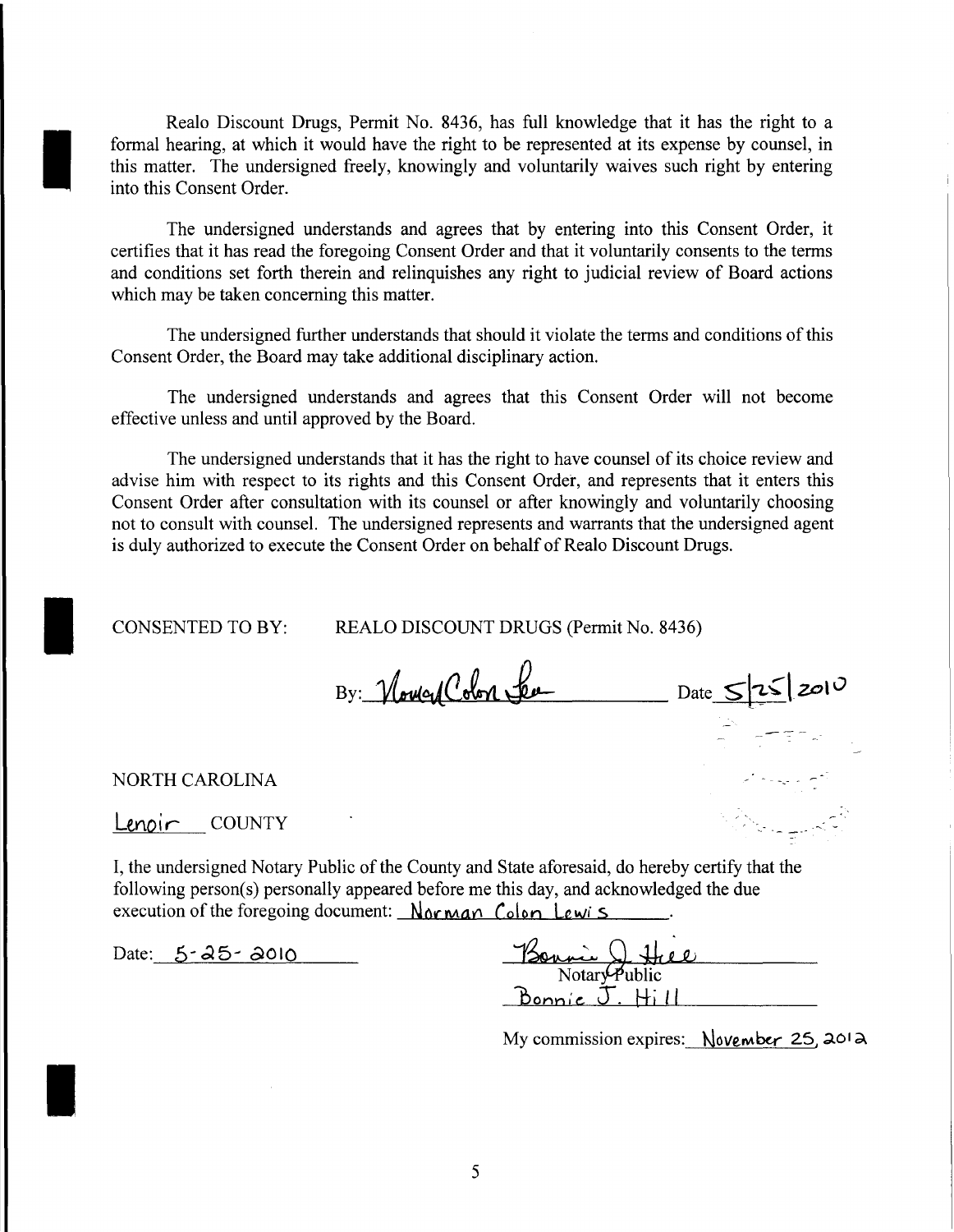Realo Discount Drugs, Permit No. 8436, has full knowledge that it has the right to a formal hearing, at which it would have the right to be represented at its expense by counsel, in this matter. The undersigned freely, knowingly and voluntarily waives such right by entering into this Consent Order.

The undersigned understands and agrees that by entering into this Consent Order, it certifies that it has read the foregoing Consent Order and that it voluntarily consents to the terms and conditions set forth therein and relinquishes any right to judicial review of Board actions which may be taken concerning this matter.

The undersigned further understands that should it violate the terms and conditions of this Consent Order, the Board may take additional disciplinary action.

The undersigned understands and agrees that this Consent Order will not become effective unless and until approved by the Board.

The undersigned understands that it has the right to have counsel of its choice review and advise him with respect to its rights and this Consent Order, and represents that it enters this Consent Order after consultation with its counsel or after knowingly and voluntarily choosing not to consult with counsel. The undersigned represents and warrants that the undersigned agent is duly authorized to execute the Consent Order on behalf of Realo Discount Drugs.

CONSENTED TO BY: REALO DISCOUNT DRUGS (Permit No. 8436)

By: Norman Colon Lewis Date 5/25/2010

NORTH CAROLINA

Lenoir COUNTY

I, the undersigned Notary Public of the County and State aforesaid, do hereby certify that the following person(s) personally appeared before me this day, and acknowledged the due execution of the foregoing document: Norman Colon Lewis.

Date: 5-25-2010

Bonnie J. Hill
Notary Public
Bonnie J. Hill

My commission expires: November 25, 2012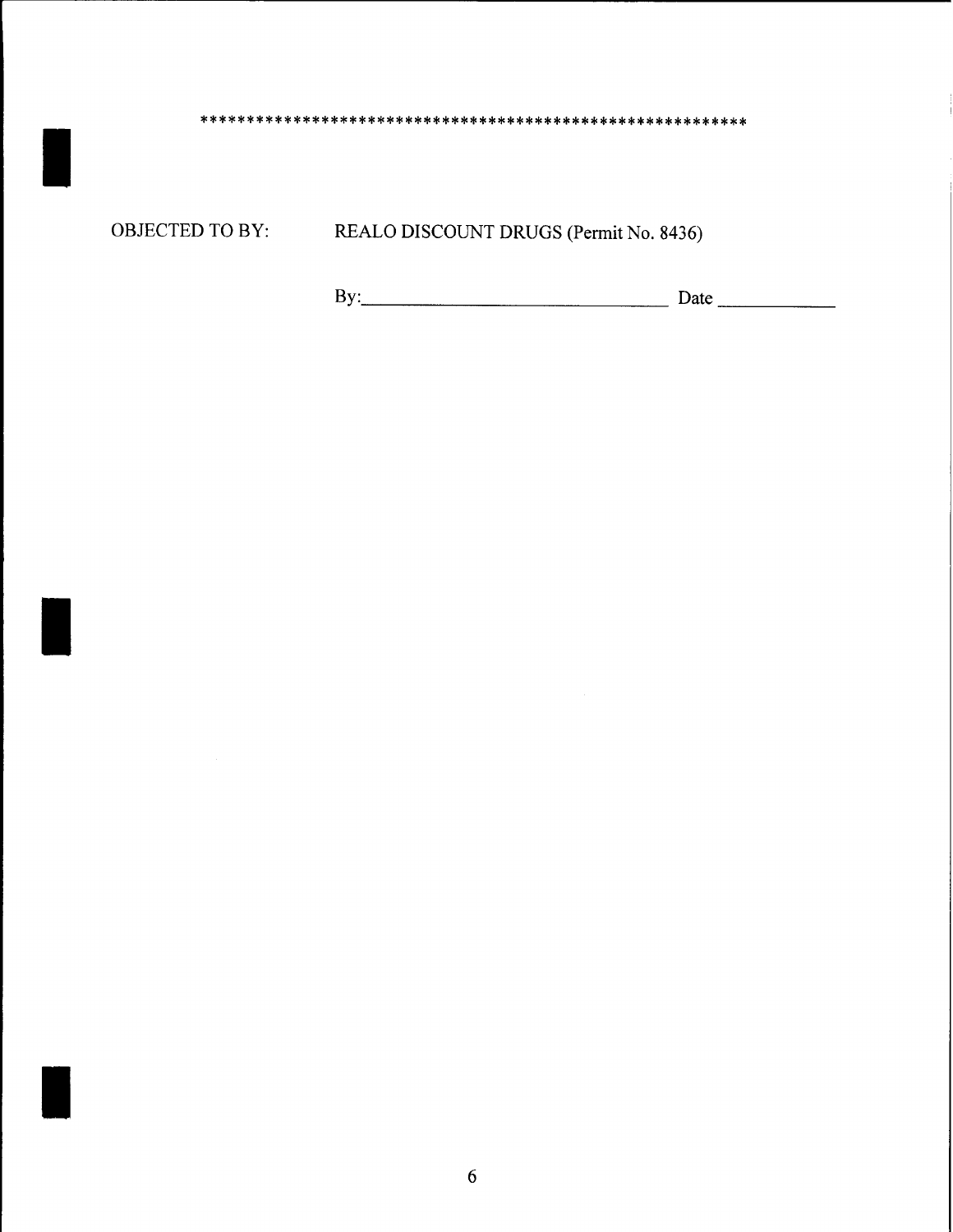\*\*\*\*\*\*\*\*\*\*\*\*\*\*\*\*\*\*\*\*\*\*\*\*\*\*\*\*\*\*\*\*\*\*\*\*\*\*\*\*\*\*\*\*\*\*\*\*\*\*\*\*\*\*\*\*\*\*\*

OBJECTED TO BY: REALO DISCOUNT DRUGS (Permit No. 8436)

By:\_\_\_\_\_\_\_\_\_\_\_\_\_\_\_\_\_\_\_\_\_\_\_\_\_\_\_\_\_\_\_\_ Date \_\_\_\_\_\_\_\_\_\_\_\_